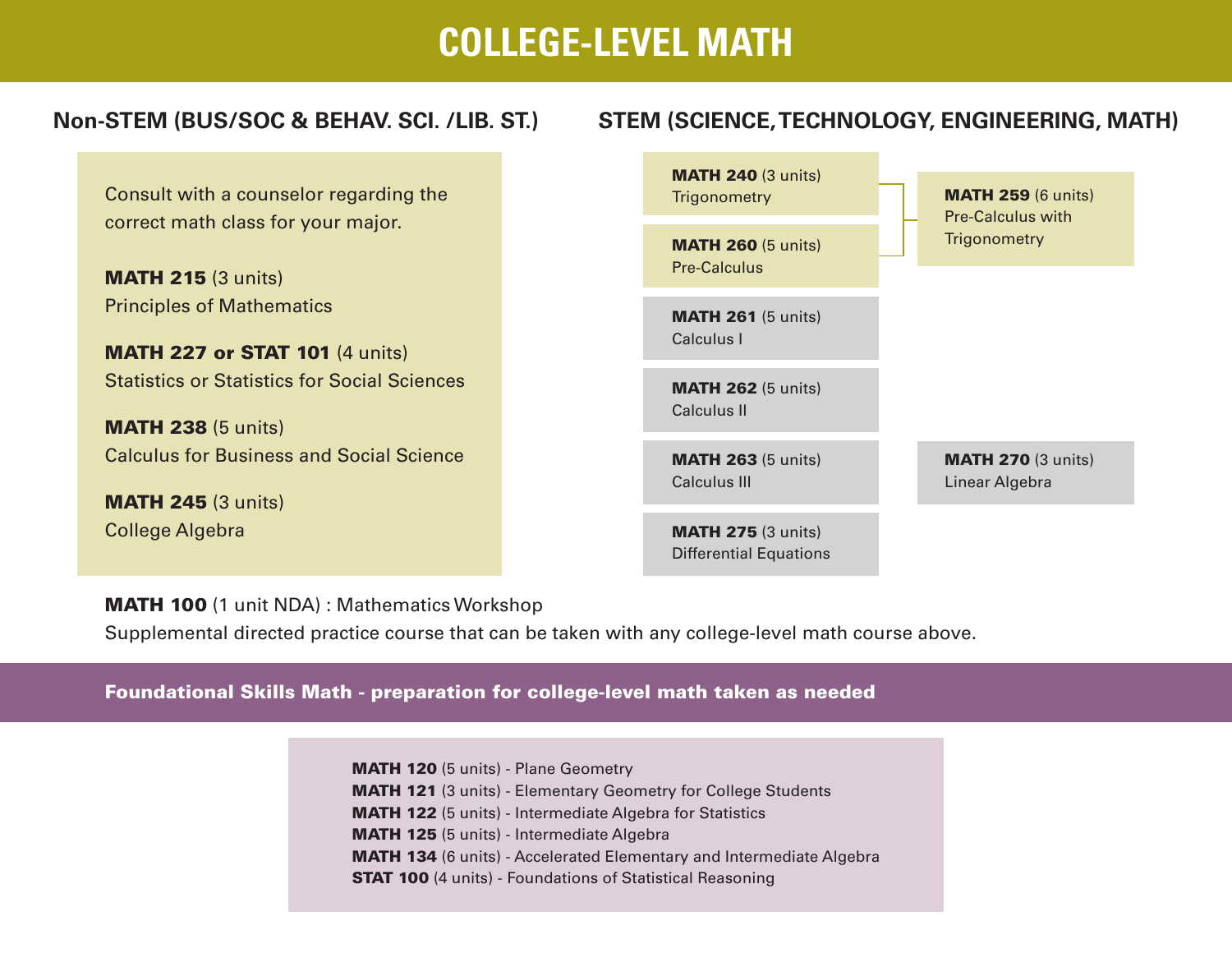# COLLEGE-LEVEL MATH

## Non-STEM (BUS/SOC & BEHAV. SCI. /LIB. ST.)

Consult with a counselor regarding the correct math class for your major.

**MATH 215** (3 units)
Principles of Mathematics

**MATH 227 or STAT 101** (4 units)
Statistics or Statistics for Social Sciences

**MATH 238** (5 units)
Calculus for Business and Social Science

**MATH 245** (3 units)
College Algebra

## STEM (SCIENCE, TECHNOLOGY, ENGINEERING, MATH)

**MATH 240** (3 units)
Trigonometry

**MATH 260** (5 units)
Pre-Calculus

**MATH 259** (6 units)
Pre-Calculus with Trigonometry

**MATH 261** (5 units)
Calculus I

**MATH 262** (5 units)
Calculus II

**MATH 263** (5 units)
Calculus III

**MATH 270** (3 units)
Linear Algebra

**MATH 275** (3 units)
Differential Equations

**MATH 100** (1 unit NDA) : Mathematics Workshop
Supplemental directed practice course that can be taken with any college-level math course above.

## Foundational Skills Math - preparation for college-level math taken as needed

**MATH 120** (5 units) - Plane Geometry
**MATH 121** (3 units) - Elementary Geometry for College Students
**MATH 122** (5 units) - Intermediate Algebra for Statistics
**MATH 125** (5 units) - Intermediate Algebra
**MATH 134** (6 units) - Accelerated Elementary and Intermediate Algebra
**STAT 100** (4 units) - Foundations of Statistical Reasoning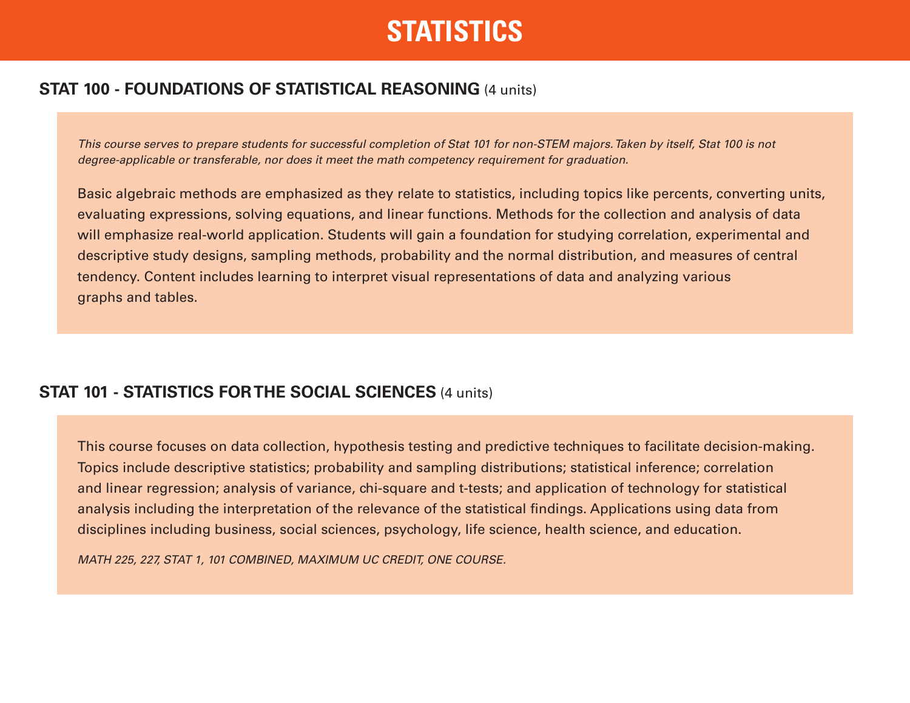# STATISTICS

## STAT 100 - FOUNDATIONS OF STATISTICAL REASONING (4 units)

*This course serves to prepare students for successful completion of Stat 101 for non-STEM majors. Taken by itself, Stat 100 is not degree-applicable or transferable, nor does it meet the math competency requirement for graduation.*

Basic algebraic methods are emphasized as they relate to statistics, including topics like percents, converting units, evaluating expressions, solving equations, and linear functions. Methods for the collection and analysis of data will emphasize real-world application. Students will gain a foundation for studying correlation, experimental and descriptive study designs, sampling methods, probability and the normal distribution, and measures of central tendency. Content includes learning to interpret visual representations of data and analyzing various graphs and tables.

## STAT 101 - STATISTICS FOR THE SOCIAL SCIENCES (4 units)

This course focuses on data collection, hypothesis testing and predictive techniques to facilitate decision-making. Topics include descriptive statistics; probability and sampling distributions; statistical inference; correlation and linear regression; analysis of variance, chi-square and t-tests; and application of technology for statistical analysis including the interpretation of the relevance of the statistical findings. Applications using data from disciplines including business, social sciences, psychology, life science, health science, and education.

*MATH 225, 227, STAT 1, 101 COMBINED, MAXIMUM UC CREDIT, ONE COURSE.*